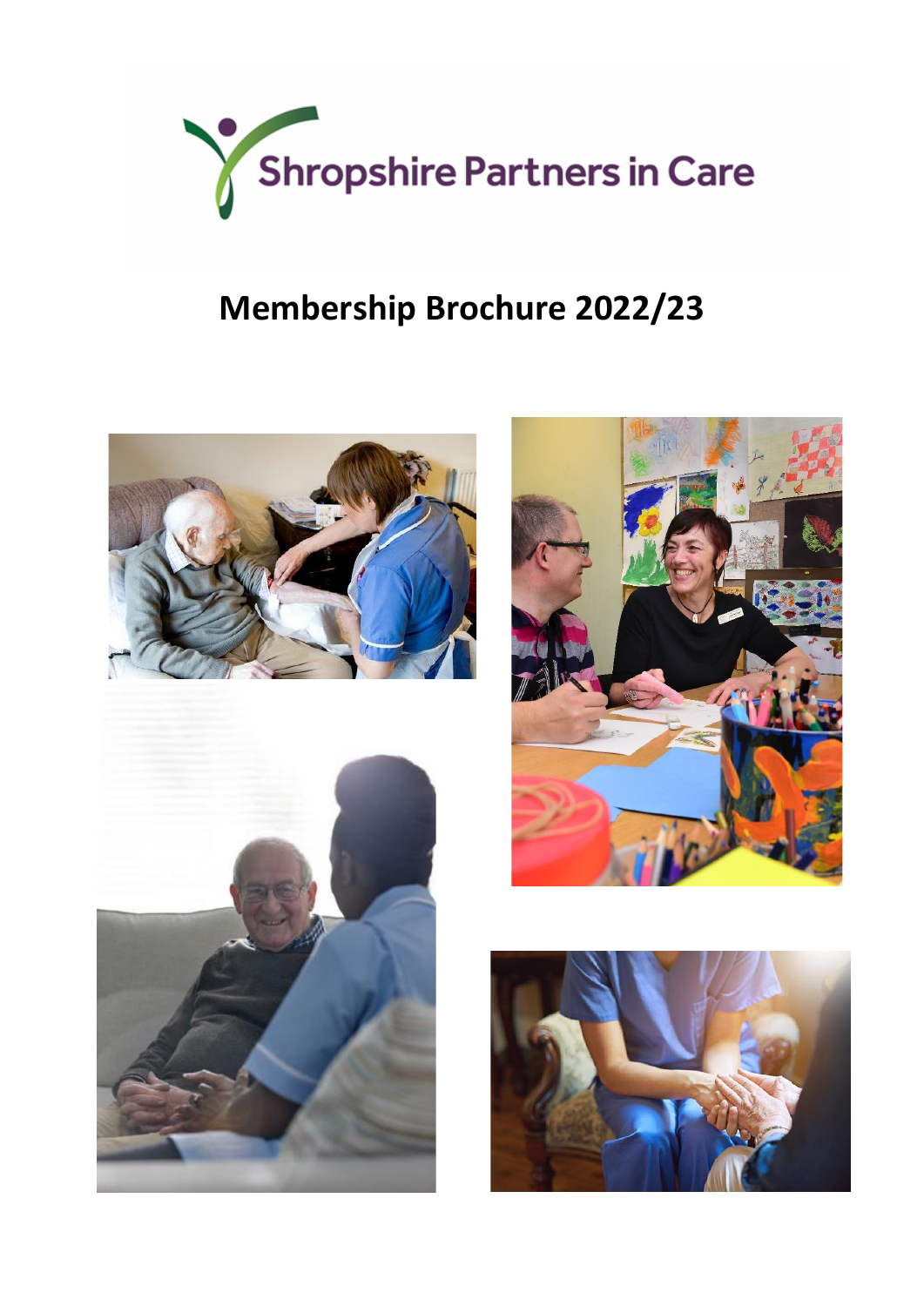Shropshire Partners in Care

# Membership Brochure 2022/23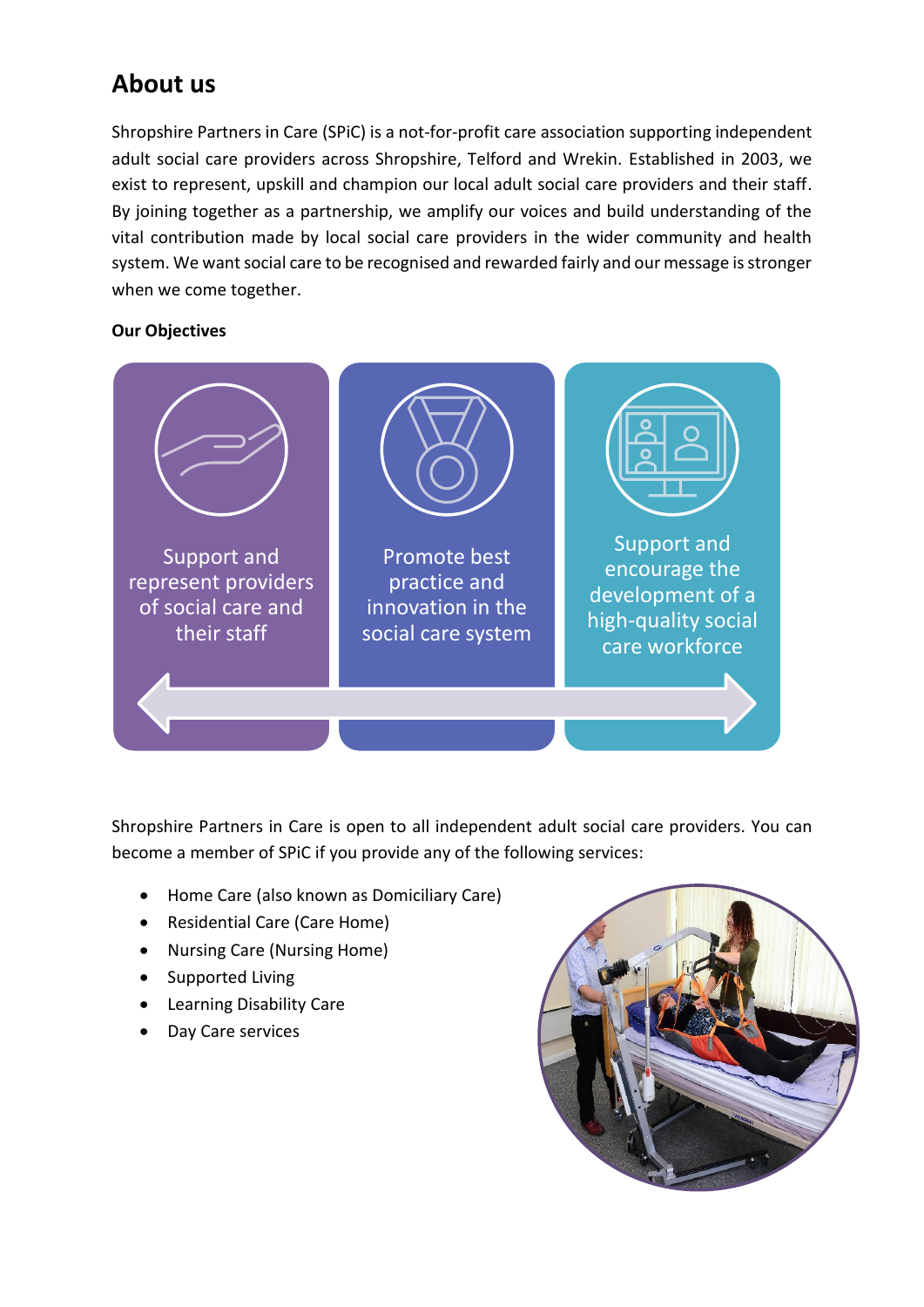# About us

Shropshire Partners in Care (SPiC) is a not-for-profit care association supporting independent adult social care providers across Shropshire, Telford and Wrekin. Established in 2003, we exist to represent, upskill and champion our local adult social care providers and their staff. By joining together as a partnership, we amplify our voices and build understanding of the vital contribution made by local social care providers in the wider community and health system. We want social care to be recognised and rewarded fairly and our message is stronger when we come together.

**Our Objectives**

- Support and represent providers of social care and their staff
- Promote best practice and innovation in the social care system
- Support and encourage the development of a high-quality social care workforce

Shropshire Partners in Care is open to all independent adult social care providers. You can become a member of SPiC if you provide any of the following services:

- Home Care (also known as Domiciliary Care)
- Residential Care (Care Home)
- Nursing Care (Nursing Home)
- Supported Living
- Learning Disability Care
- Day Care services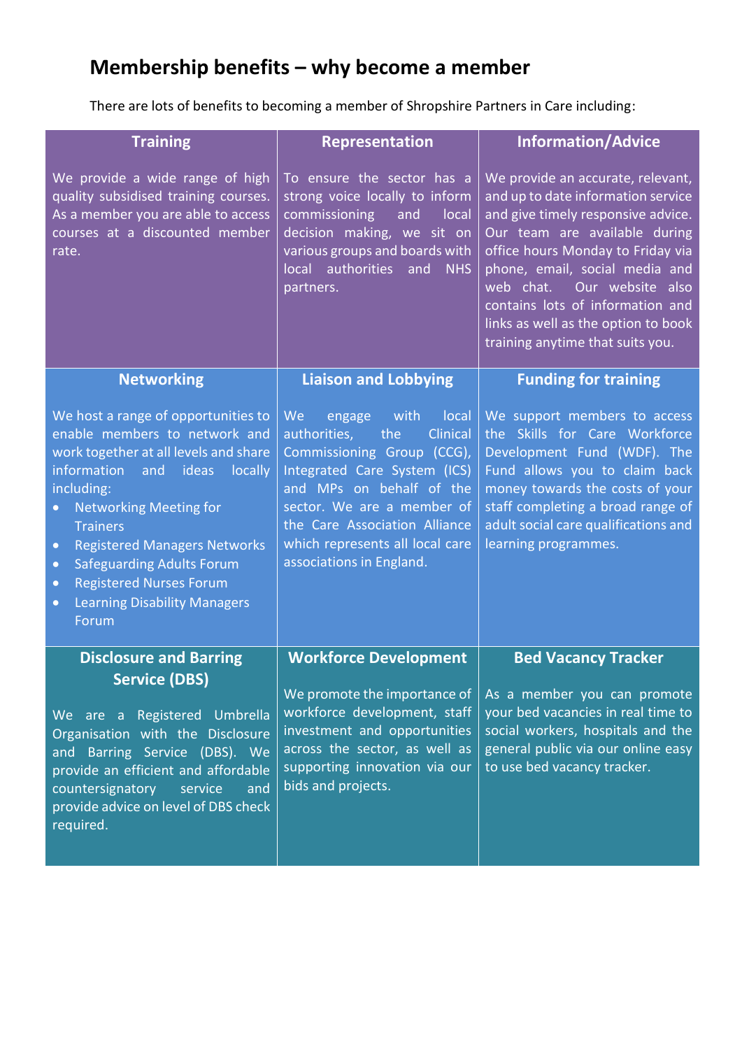# Membership benefits – why become a member

There are lots of benefits to becoming a member of Shropshire Partners in Care including:

| Training | Representation | Information/Advice |
|---|---|---|
| We provide a wide range of high quality subsidised training courses. As a member you are able to access courses at a discounted member rate. | To ensure the sector has a strong voice locally to inform commissioning and local decision making, we sit on various groups and boards with local authorities and NHS partners. | We provide an accurate, relevant, and up to date information service and give timely responsive advice. Our team are available during office hours Monday to Friday via phone, email, social media and web chat. Our website also contains lots of information and links as well as the option to book training anytime that suits you. |
| **Networking** | **Liaison and Lobbying** | **Funding for training** |
| We host a range of opportunities to enable members to network and work together at all levels and share information and ideas locally including:<br>• Networking Meeting for Trainers<br>• Registered Managers Networks<br>• Safeguarding Adults Forum<br>• Registered Nurses Forum<br>• Learning Disability Managers Forum | We engage with local authorities, the Clinical Commissioning Group (CCG), Integrated Care System (ICS) and MPs on behalf of the sector. We are a member of the Care Association Alliance which represents all local care associations in England. | We support members to access the Skills for Care Workforce Development Fund (WDF). The Fund allows you to claim back money towards the costs of your staff completing a broad range of adult social care qualifications and learning programmes. |
| **Disclosure and Barring Service (DBS)** | **Workforce Development** | **Bed Vacancy Tracker** |
| We are a Registered Umbrella Organisation with the Disclosure and Barring Service (DBS). We provide an efficient and affordable countersignatory service and provide advice on level of DBS check required. | We promote the importance of workforce development, staff investment and opportunities across the sector, as well as supporting innovation via our bids and projects. | As a member you can promote your bed vacancies in real time to social workers, hospitals and the general public via our online easy to use bed vacancy tracker. |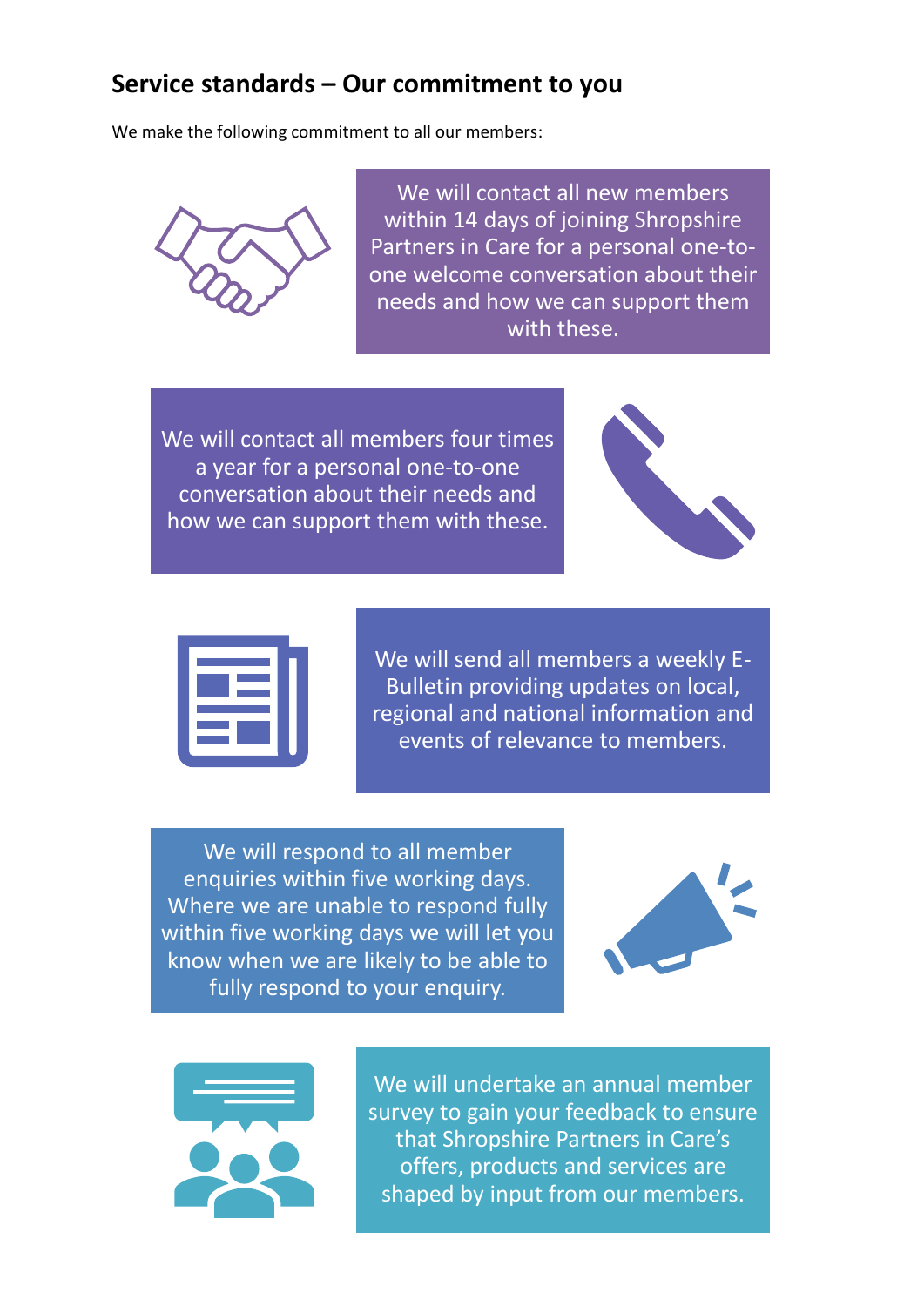## Service standards – Our commitment to you

We make the following commitment to all our members:

We will contact all new members within 14 days of joining Shropshire Partners in Care for a personal one-to-one welcome conversation about their needs and how we can support them with these.

We will contact all members four times a year for a personal one-to-one conversation about their needs and how we can support them with these.

We will send all members a weekly E-Bulletin providing updates on local, regional and national information and events of relevance to members.

We will respond to all member enquiries within five working days. Where we are unable to respond fully within five working days we will let you know when we are likely to be able to fully respond to your enquiry.

We will undertake an annual member survey to gain your feedback to ensure that Shropshire Partners in Care's offers, products and services are shaped by input from our members.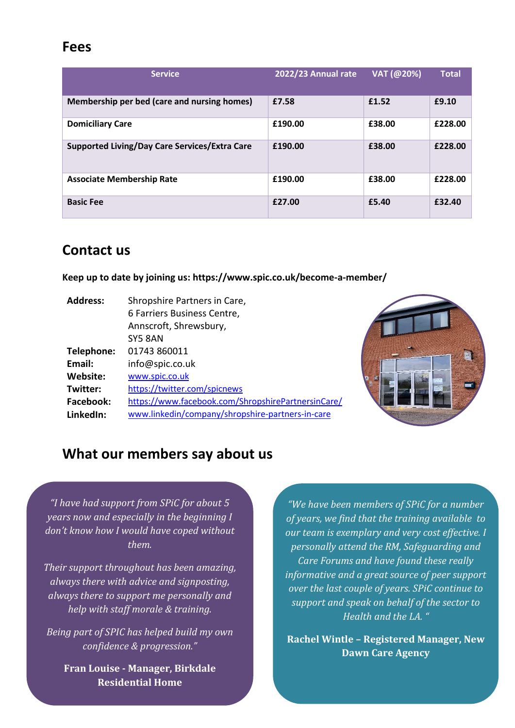## Fees

| Service | 2022/23 Annual rate | VAT (@20%) | Total |
|---|---|---|---|
| **Membership per bed (care and nursing homes)** | **£7.58** | **£1.52** | **£9.10** |
| **Domiciliary Care** | **£190.00** | **£38.00** | **£228.00** |
| **Supported Living/Day Care Services/Extra Care** | **£190.00** | **£38.00** | **£228.00** |
| **Associate Membership Rate** | **£190.00** | **£38.00** | **£228.00** |
| **Basic Fee** | **£27.00** | **£5.40** | **£32.40** |

## Contact us

**Keep up to date by joining us: https://www.spic.co.uk/become-a-member/**

**Address:** Shropshire Partners in Care,
6 Farriers Business Centre,
Annscroft, Shrewsbury,
SY5 8AN

**Telephone:** 01743 860011

**Email:** info@spic.co.uk

**Website:** www.spic.co.uk

**Twitter:** https://twitter.com/spicnews

**Facebook:** https://www.facebook.com/ShropshirePartnersinCare/

**LinkedIn:** www.linkedin/company/shropshire-partners-in-care

## What our members say about us

*"I have had support from SPiC for about 5 years now and especially in the beginning I don't know how I would have coped without them.*

*Their support throughout has been amazing, always there with advice and signposting, always there to support me personally and help with staff morale & training.*

*Being part of SPIC has helped build my own confidence & progression."*

**Fran Louise - Manager, Birkdale Residential Home**

*"We have been members of SPiC for a number of years, we find that the training available to our team is exemplary and very cost effective. I personally attend the RM, Safeguarding and Care Forums and have found these really informative and a great source of peer support over the last couple of years. SPiC continue to support and speak on behalf of the sector to Health and the LA. "*

**Rachel Wintle – Registered Manager, New Dawn Care Agency**